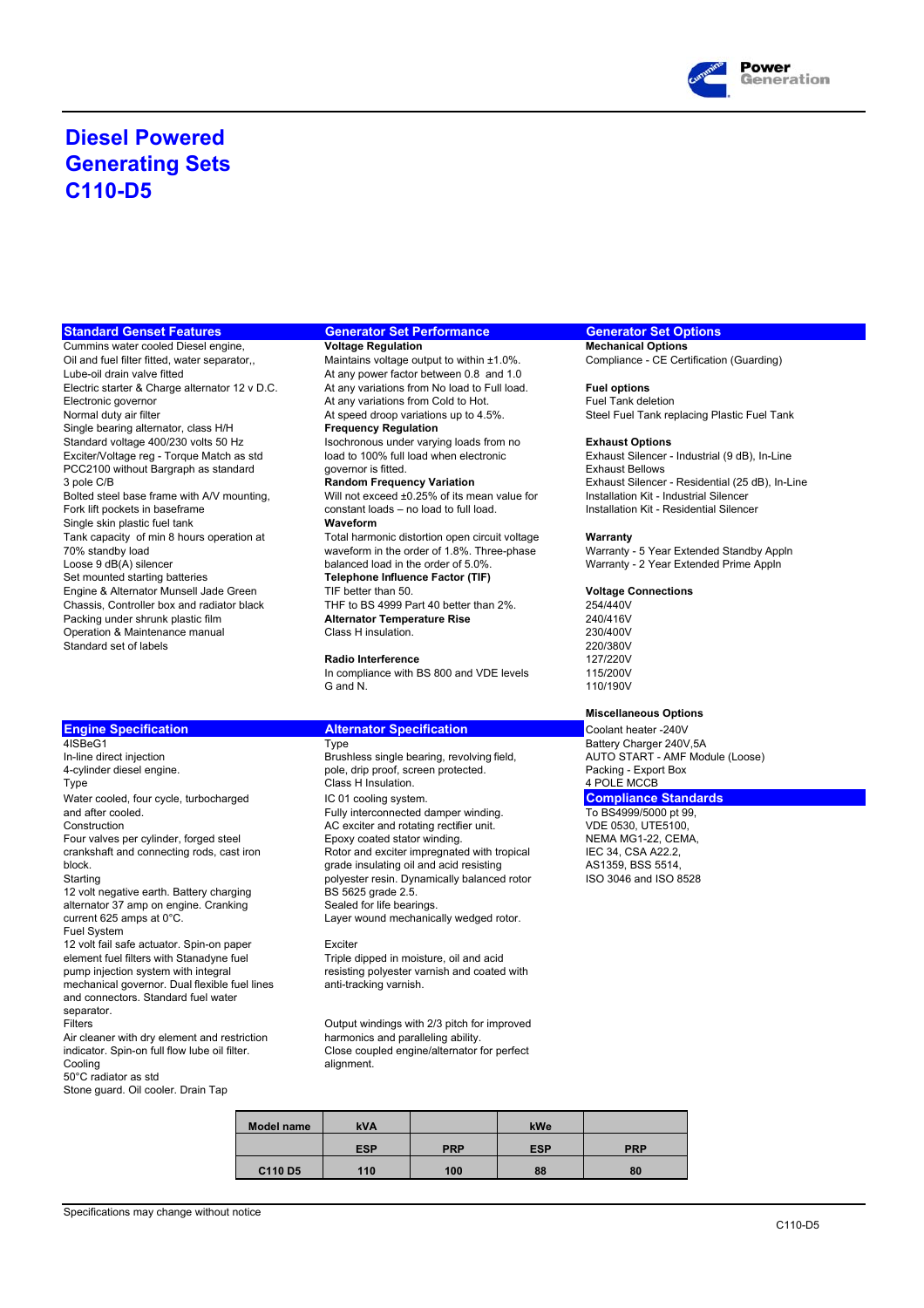# Diesel Powered Generating Sets C110-D5

## Standard Genset Features

Cummins water cooled Diesel engine,
Oil and fuel filter fitted, water separator,,
Lube-oil drain valve fitted
Electric starter & Charge alternator 12 v D.C.
Electronic governor
Normal duty air filter
Single bearing alternator, class H/H
Standard voltage 400/230 volts 50 Hz
Exciter/Voltage reg - Torque Match as std
PCC2100 without Bargraph as standard
3 pole C/B
Bolted steel base frame with A/V mounting,
Fork lift pockets in baseframe
Single skin plastic fuel tank
Tank capacity of min 8 hours operation at 70% standby load
Loose 9 dB(A) silencer
Set mounted starting batteries
Engine & Alternator Munsell Jade Green
Chassis, Controller box and radiator black
Packing under shrunk plastic film
Operation & Maintenance manual
Standard set of labels

## Generator Set Performance

**Voltage Regulation**
Maintains voltage output to within ±1.0%.
At any power factor between 0.8 and 1.0
At any variations from No load to Full load.
At any variations from Cold to Hot.
At speed droop variations up to 4.5%.

**Frequency Regulation**
Isochronous under varying loads from no load to 100% full load when electronic governor is fitted.

**Random Frequency Variation**
Will not exceed ±0.25% of its mean value for constant loads – no load to full load.

**Waveform**
Total harmonic distortion open circuit voltage waveform in the order of 1.8%. Three-phase balanced load in the order of 5.0%.

**Telephone Influence Factor (TIF)**
TIF better than 50.
THF to BS 4999 Part 40 better than 2%.

**Alternator Temperature Rise**
Class H insulation.

**Radio Interference**
In compliance with BS 800 and VDE levels G and N.

## Generator Set Options

**Mechanical Options**
Compliance - CE Certification (Guarding)

**Fuel options**
Fuel Tank deletion
Steel Fuel Tank replacing Plastic Fuel Tank

**Exhaust Options**
Exhaust Silencer - Industrial (9 dB), In-Line
Exhaust Bellows
Exhaust Silencer - Residential (25 dB), In-Line
Installation Kit - Industrial Silencer
Installation Kit - Residential Silencer

**Warranty**
Warranty - 5 Year Extended Standby Appln
Warranty - 2 Year Extended Prime Appln

**Voltage Connections**
254/440V
240/416V
230/400V
220/380V
127/220V
115/200V
110/190V

**Miscellaneous Options**
Coolant heater -240V
Battery Charger 240V,5A
AUTO START - AMF Module (Loose)
Packing - Export Box
4 POLE MCCB

## Compliance Standards

To BS4999/5000 pt 99,
VDE 0530, UTE5100,
NEMA MG1-22, CEMA,
IEC 34, CSA A22.2,
AS1359, BSS 5514,
ISO 3046 and ISO 8528

## Engine Specification

4ISBeG1
In-line direct injection
4-cylinder diesel engine.

Type
Water cooled, four cycle, turbocharged and after cooled.

Construction
Four valves per cylinder, forged steel crankshaft and connecting rods, cast iron block.

Starting
12 volt negative earth. Battery charging alternator 37 amp on engine. Cranking current 625 amps at 0°C.

Fuel System
12 volt fail safe actuator. Spin-on paper element fuel filters with Stanadyne fuel pump injection system with integral mechanical governor. Dual flexible fuel lines and connectors. Standard fuel water separator.

Filters
Air cleaner with dry element and restriction indicator. Spin-on full flow lube oil filter.

Cooling
50°C radiator as std
Stone guard. Oil cooler. Drain Tap

## Alternator Specification

Type
Brushless single bearing, revolving field, pole, drip proof, screen protected.
Class H Insulation.
IC 01 cooling system.
Fully interconnected damper winding.
AC exciter and rotating rectifier unit.
Epoxy coated stator winding.
Rotor and exciter impregnated with tropical grade insulating oil and acid resisting polyester resin. Dynamically balanced rotor BS 5625 grade 2.5.
Sealed for life bearings.
Layer wound mechanically wedged rotor.

Exciter
Triple dipped in moisture, oil and acid resisting polyester varnish and coated with anti-tracking varnish.

Output windings with 2/3 pitch for improved harmonics and paralleling ability.
Close coupled engine/alternator for perfect alignment.

| Model name | kVA | | kWe | |
|---|---|---|---|---|
| | ESP | PRP | ESP | PRP |
| C110 D5 | 110 | 100 | 88 | 80 |

Specifications may change without notice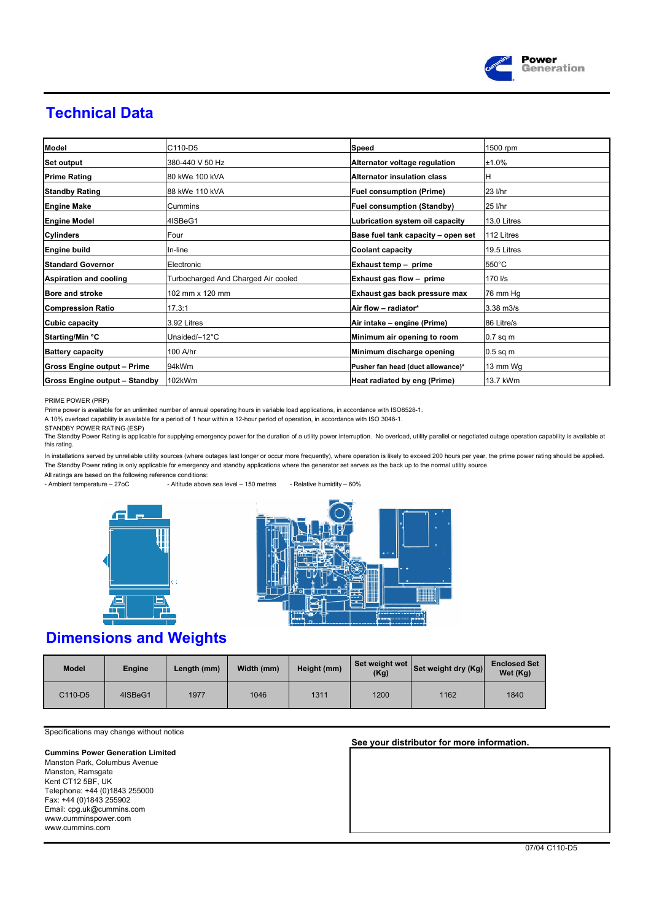# Technical Data

| | | | |
|---|---|---|---|
| **Model** | C110-D5 | **Speed** | 1500 rpm |
| **Set output** | 380-440 V 50 Hz | **Alternator voltage regulation** | ±1.0% |
| **Prime Rating** | 80 kWe 100 kVA | **Alternator insulation class** | H |
| **Standby Rating** | 88 kWe 110 kVA | **Fuel consumption (Prime)** | 23 l/hr |
| **Engine Make** | Cummins | **Fuel consumption (Standby)** | 25 l/hr |
| **Engine Model** | 4ISBeG1 | **Lubrication system oil capacity** | 13.0 Litres |
| **Cylinders** | Four | **Base fuel tank capacity – open set** | 112 Litres |
| **Engine build** | In-line | **Coolant capacity** | 19.5 Litres |
| **Standard Governor** | Electronic | **Exhaust temp – prime** | 550°C |
| **Aspiration and cooling** | Turbocharged And Charged Air cooled | **Exhaust gas flow – prime** | 170 l/s |
| **Bore and stroke** | 102 mm x 120 mm | **Exhaust gas back pressure max** | 76 mm Hg |
| **Compression Ratio** | 17.3:1 | **Air flow – radiator*** | 3.38 m3/s |
| **Cubic capacity** | 3.92 Litres | **Air intake – engine (Prime)** | 86 Litre/s |
| **Starting/Min °C** | Unaided/–12°C | **Minimum air opening to room** | 0.7 sq m |
| **Battery capacity** | 100 A/hr | **Minimum discharge opening** | 0.5 sq m |
| **Gross Engine output – Prime** | 94kWm | **Pusher fan head (duct allowance)*** | 13 mm Wg |
| **Gross Engine output – Standby** | 102kWm | **Heat radiated by eng (Prime)** | 13.7 kWm |

PRIME POWER (PRP)

Prime power is available for an unlimited number of annual operating hours in variable load applications, in accordance with ISO8528-1.

A 10% overload capability is available for a period of 1 hour within a 12-hour period of operation, in accordance with ISO 3046-1.

STANDBY POWER RATING (ESP)

The Standby Power Rating is applicable for supplying emergency power for the duration of a utility power interruption. No overload, utility parallel or negotiated outage operation capability is available at this rating.

In installations served by unreliable utility sources (where outages last longer or occur more frequently), where operation is likely to exceed 200 hours per year, the prime power rating should be applied. The Standby Power rating is only applicable for emergency and standby applications where the generator set serves as the back up to the normal utility source.

All ratings are based on the following reference conditions:

- Ambient temperature – 27oC
- Altitude above sea level – 150 metres
- Relative humidity – 60%

# Dimensions and Weights

| Model | Engine | Length (mm) | Width (mm) | Height (mm) | Set weight wet (Kg) | Set weight dry (Kg) | Enclosed Set Wet (Kg) |
|---|---|---|---|---|---|---|---|
| C110-D5 | 4ISBeG1 | 1977 | 1046 | 1311 | 1200 | 1162 | 1840 |

Specifications may change without notice

**Cummins Power Generation Limited**
Manston Park, Columbus Avenue
Manston, Ramsgate
Kent CT12 5BF, UK
Telephone: +44 (0)1843 255000
Fax: +44 (0)1843 255902
Email: cpg.uk@cummins.com
www.cumminspower.com
www.cummins.com

**See your distributor for more information.**

07/04 C110-D5